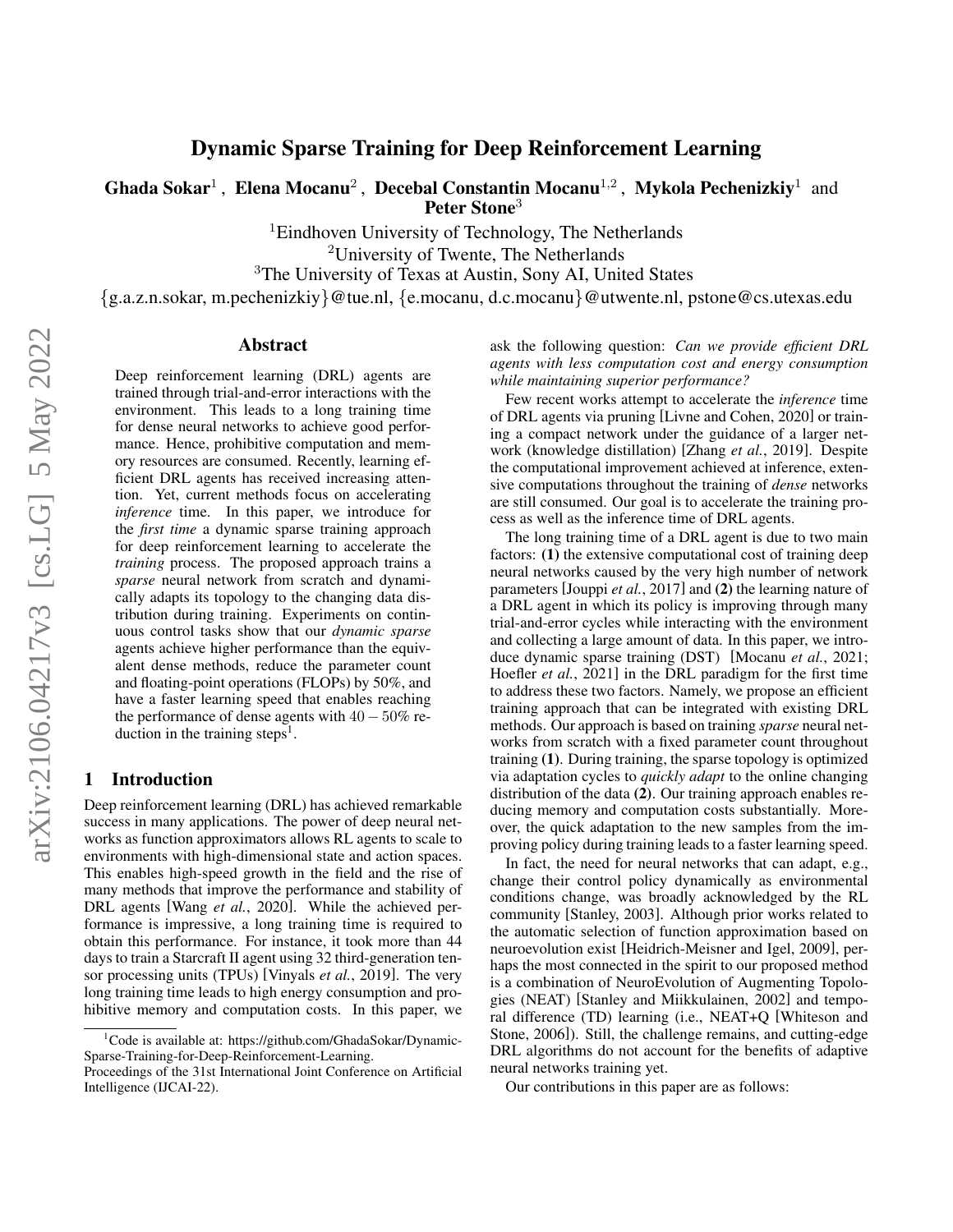# Dynamic Sparse Training for Deep Reinforcement Learning

**Ghada Sokar**[1], **Elena Mocanu**[2], **Decebal Constantin Mocanu**[1,2], **Mykola Pechenizkiy**[1] and **Peter Stone**[3]

[1]Eindhoven University of Technology, The Netherlands
[2]University of Twente, The Netherlands
[3]The University of Texas at Austin, Sony AI, United States

{g.a.z.n.sokar, m.pechenizkiy}@tue.nl, {e.mocanu, d.c.mocanu}@utwente.nl, pstone@cs.utexas.edu

## Abstract

Deep reinforcement learning (DRL) agents are trained through trial-and-error interactions with the environment. This leads to a long training time for dense neural networks to achieve good performance. Hence, prohibitive computation and memory resources are consumed. Recently, learning efficient DRL agents has received increasing attention. Yet, current methods focus on accelerating *inference* time. In this paper, we introduce for the *first time* a dynamic sparse training approach for deep reinforcement learning to accelerate the *training* process. The proposed approach trains a *sparse* neural network from scratch and dynamically adapts its topology to the changing data distribution during training. Experiments on continuous control tasks show that our *dynamic sparse* agents achieve higher performance than the equivalent dense methods, reduce the parameter count and floating-point operations (FLOPs) by 50%, and have a faster learning speed that enables reaching the performance of dense agents with $40-50\%$ reduction in the training steps[1].

## 1 Introduction

Deep reinforcement learning (DRL) has achieved remarkable success in many applications. The power of deep neural networks as function approximators allows RL agents to scale to environments with high-dimensional state and action spaces. This enables high-speed growth in the field and the rise of many methods that improve the performance and stability of DRL agents [Wang *et al.*, 2020]. While the achieved performance is impressive, a long training time is required to obtain this performance. For instance, it took more than 44 days to train a Starcraft II agent using 32 third-generation tensor processing units (TPUs) [Vinyals *et al.*, 2019]. The very long training time leads to high energy consumption and prohibitive memory and computation costs. In this paper, we ask the following question: *Can we provide efficient DRL agents with less computation cost and energy consumption while maintaining superior performance?*

Few recent works attempt to accelerate the *inference* time of DRL agents via pruning [Livne and Cohen, 2020] or training a compact network under the guidance of a larger network (knowledge distillation) [Zhang *et al.*, 2019]. Despite the computational improvement achieved at inference, extensive computations throughout the training of *dense* networks are still consumed. Our goal is to accelerate the training process as well as the inference time of DRL agents.

The long training time of a DRL agent is due to two main factors: **(1)** the extensive computational cost of training deep neural networks caused by the very high number of network parameters [Jouppi *et al.*, 2017] and **(2)** the learning nature of a DRL agent in which its policy is improving through many trial-and-error cycles while interacting with the environment and collecting a large amount of data. In this paper, we introduce dynamic sparse training (DST) [Mocanu *et al.*, 2021; Hoefler *et al.*, 2021] in the DRL paradigm for the first time to address these two factors. Namely, we propose an efficient training approach that can be integrated with existing DRL methods. Our approach is based on training *sparse* neural networks from scratch with a fixed parameter count throughout training **(1)**. During training, the sparse topology is optimized via adaptation cycles to *quickly adapt* to the online changing distribution of the data **(2)**. Our training approach enables reducing memory and computation costs substantially. Moreover, the quick adaptation to the new samples from the improving policy during training leads to a faster learning speed.

In fact, the need for neural networks that can adapt, e.g., change their control policy dynamically as environmental conditions change, was broadly acknowledged by the RL community [Stanley, 2003]. Although prior works related to the automatic selection of function approximation based on neuroevolution exist [Heidrich-Meisner and Igel, 2009], perhaps the most connected in the spirit to our proposed method is a combination of NeuroEvolution of Augmenting Topologies (NEAT) [Stanley and Miikkulainen, 2002] and temporal difference (TD) learning (i.e., NEAT+Q [Whiteson and Stone, 2006]). Still, the challenge remains, and cutting-edge DRL algorithms do not account for the benefits of adaptive neural networks training yet.

Our contributions in this paper are as follows:

[1]Code is available at: https://github.com/GhadaSokar/Dynamic-Sparse-Training-for-Deep-Reinforcement-Learning.

Proceedings of the 31st International Joint Conference on Artificial Intelligence (IJCAI-22).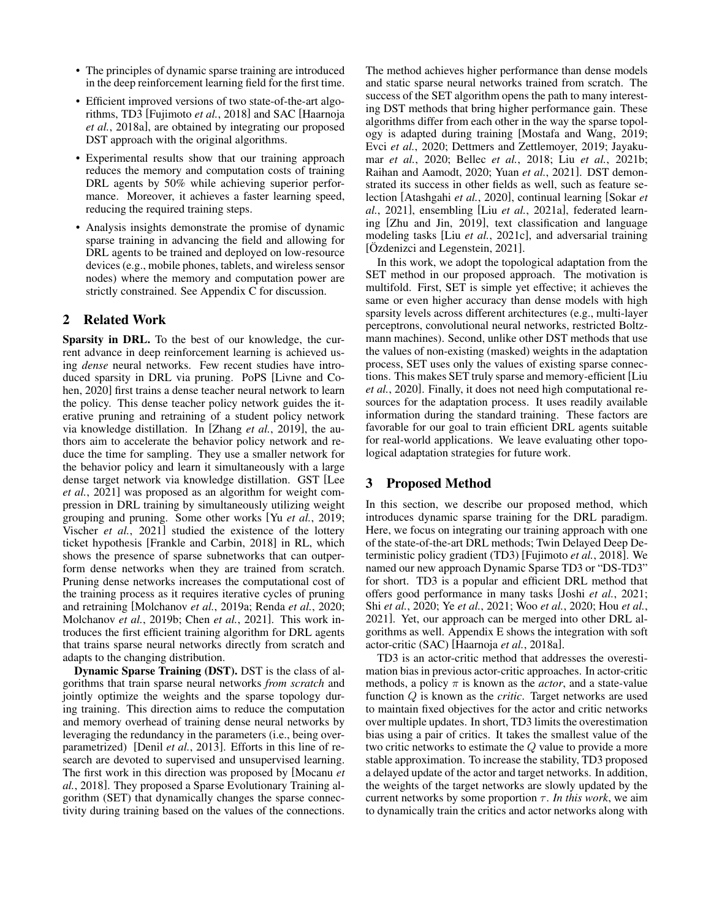- The principles of dynamic sparse training are introduced in the deep reinforcement learning field for the first time.
- Efficient improved versions of two state-of-the-art algorithms, TD3 [Fujimoto *et al.*, 2018] and SAC [Haarnoja *et al.*, 2018a], are obtained by integrating our proposed DST approach with the original algorithms.
- Experimental results show that our training approach reduces the memory and computation costs of training DRL agents by 50% while achieving superior performance. Moreover, it achieves a faster learning speed, reducing the required training steps.
- Analysis insights demonstrate the promise of dynamic sparse training in advancing the field and allowing for DRL agents to be trained and deployed on low-resource devices (e.g., mobile phones, tablets, and wireless sensor nodes) where the memory and computation power are strictly constrained. See Appendix C for discussion.

## 2 Related Work

**Sparsity in DRL.** To the best of our knowledge, the current advance in deep reinforcement learning is achieved using *dense* neural networks. Few recent studies have introduced sparsity in DRL via pruning. PoPS [Livne and Cohen, 2020] first trains a dense teacher neural network to learn the policy. This dense teacher policy network guides the iterative pruning and retraining of a student policy network via knowledge distillation. In [Zhang *et al.*, 2019], the authors aim to accelerate the behavior policy network and reduce the time for sampling. They use a smaller network for the behavior policy and learn it simultaneously with a large dense target network via knowledge distillation. GST [Lee *et al.*, 2021] was proposed as an algorithm for weight compression in DRL training by simultaneously utilizing weight grouping and pruning. Some other works [Yu *et al.*, 2019; Vischer *et al.*, 2021] studied the existence of the lottery ticket hypothesis [Frankle and Carbin, 2018] in RL, which shows the presence of sparse subnetworks that can outperform dense networks when they are trained from scratch. Pruning dense networks increases the computational cost of the training process as it requires iterative cycles of pruning and retraining [Molchanov *et al.*, 2019a; Renda *et al.*, 2020; Molchanov *et al.*, 2019b; Chen *et al.*, 2021]. This work introduces the first efficient training algorithm for DRL agents that trains sparse neural networks directly from scratch and adapts to the changing distribution.

**Dynamic Sparse Training (DST).** DST is the class of algorithms that train sparse neural networks *from scratch* and jointly optimize the weights and the sparse topology during training. This direction aims to reduce the computation and memory overhead of training dense neural networks by leveraging the redundancy in the parameters (i.e., being overparametrized) [Denil *et al.*, 2013]. Efforts in this line of research are devoted to supervised and unsupervised learning. The first work in this direction was proposed by [Mocanu *et al.*, 2018]. They proposed a Sparse Evolutionary Training algorithm (SET) that dynamically changes the sparse connectivity during training based on the values of the connections. The method achieves higher performance than dense models and static sparse neural networks trained from scratch. The success of the SET algorithm opens the path to many interesting DST methods that bring higher performance gain. These algorithms differ from each other in the way the sparse topology is adapted during training [Mostafa and Wang, 2019; Evci *et al.*, 2020; Dettmers and Zettlemoyer, 2019; Jayakumar *et al.*, 2020; Bellec *et al.*, 2018; Liu *et al.*, 2021b; Raihan and Aamodt, 2020; Yuan *et al.*, 2021]. DST demonstrated its success in other fields as well, such as feature selection [Atashgahi *et al.*, 2020], continual learning [Sokar *et al.*, 2021], ensembling [Liu *et al.*, 2021a], federated learning [Zhu and Jin, 2019], text classification and language modeling tasks [Liu *et al.*, 2021c], and adversarial training [Özdenizci and Legenstein, 2021].

In this work, we adopt the topological adaptation from the SET method in our proposed approach. The motivation is multifold. First, SET is simple yet effective; it achieves the same or even higher accuracy than dense models with high sparsity levels across different architectures (e.g., multi-layer perceptrons, convolutional neural networks, restricted Boltzmann machines). Second, unlike other DST methods that use the values of non-existing (masked) weights in the adaptation process, SET uses only the values of existing sparse connections. This makes SET truly sparse and memory-efficient [Liu *et al.*, 2020]. Finally, it does not need high computational resources for the adaptation process. It uses readily available information during the standard training. These factors are favorable for our goal to train efficient DRL agents suitable for real-world applications. We leave evaluating other topological adaptation strategies for future work.

## 3 Proposed Method

In this section, we describe our proposed method, which introduces dynamic sparse training for the DRL paradigm. Here, we focus on integrating our training approach with one of the state-of-the-art DRL methods; Twin Delayed Deep Deterministic policy gradient (TD3) [Fujimoto *et al.*, 2018]. We named our new approach Dynamic Sparse TD3 or "DS-TD3" for short. TD3 is a popular and efficient DRL method that offers good performance in many tasks [Joshi *et al.*, 2021; Shi *et al.*, 2020; Ye *et al.*, 2021; Woo *et al.*, 2020; Hou *et al.*, 2021]. Yet, our approach can be merged into other DRL algorithms as well. Appendix E shows the integration with soft actor-critic (SAC) [Haarnoja *et al.*, 2018a].

TD3 is an actor-critic method that addresses the overestimation bias in previous actor-critic approaches. In actor-critic methods, a policy $\pi$ is known as the *actor*, and a state-value function $Q$ is known as the *critic*. Target networks are used to maintain fixed objectives for the actor and critic networks over multiple updates. In short, TD3 limits the overestimation bias using a pair of critics. It takes the smallest value of the two critic networks to estimate the $Q$ value to provide a more stable approximation. To increase the stability, TD3 proposed a delayed update of the actor and target networks. In addition, the weights of the target networks are slowly updated by the current networks by some proportion $\tau$. *In this work*, we aim to dynamically train the critics and actor networks along with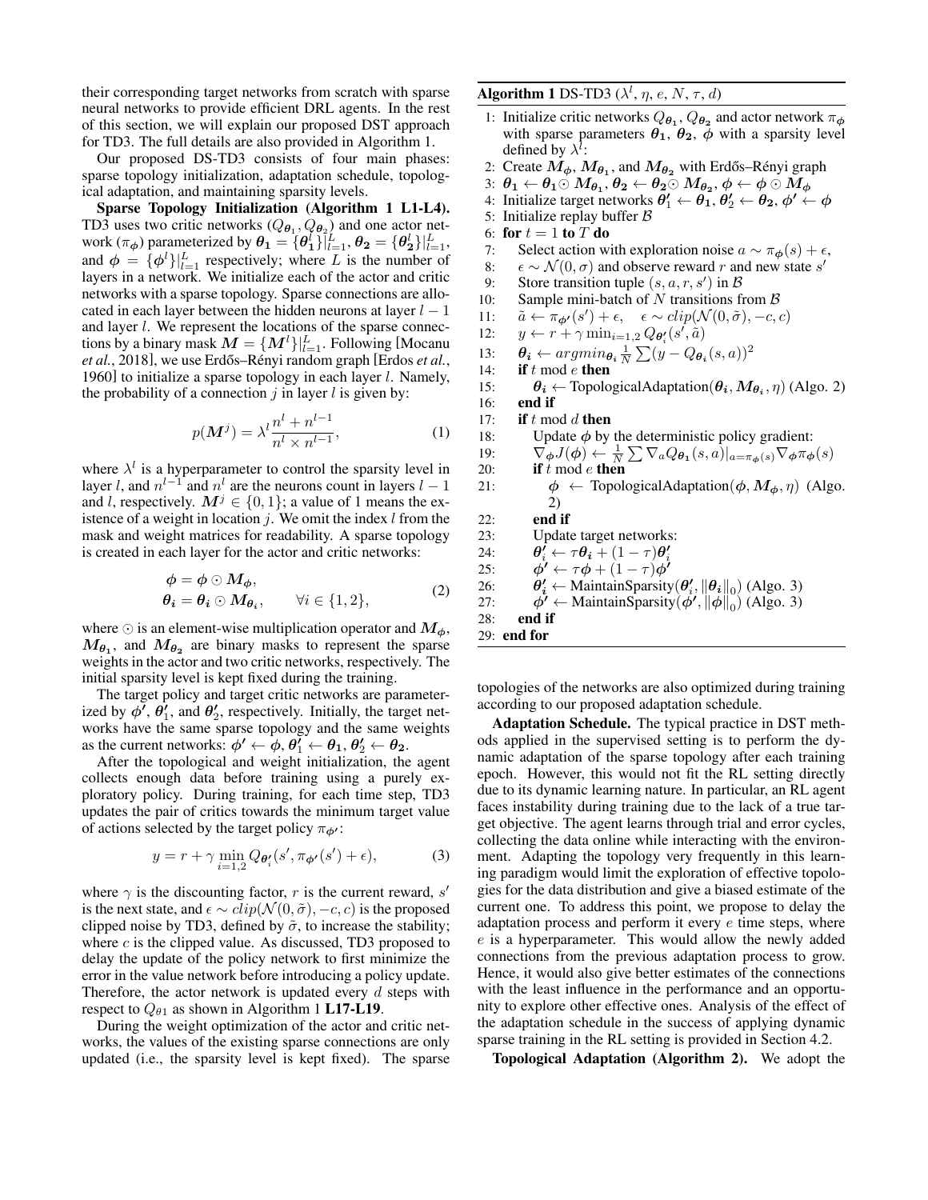their corresponding target networks from scratch with sparse neural networks to provide efficient DRL agents. In the rest of this section, we will explain our proposed DST approach for TD3. The full details are also provided in Algorithm 1.

Our proposed DS-TD3 consists of four main phases: sparse topology initialization, adaptation schedule, topological adaptation, and maintaining sparsity levels.

**Sparse Topology Initialization (Algorithm 1 L1-L4).** TD3 uses two critic networks ($Q_{\boldsymbol{\theta_1}}, Q_{\boldsymbol{\theta_2}}$) and one actor network ($\pi_{\boldsymbol{\phi}}$) parameterized by $\boldsymbol{\theta_1} = \{\boldsymbol{\theta_1^l}\}|_{l=1}^{L}, \boldsymbol{\theta_2} = \{\boldsymbol{\theta_2^l}\}|_{l=1}^{L}$, and $\boldsymbol{\phi} = \{\boldsymbol{\phi}^l\}|_{l=1}^{L}$ respectively; where $L$ is the number of layers in a network. We initialize each of the actor and critic networks with a sparse topology. Sparse connections are allocated in each layer between the hidden neurons at layer $l-1$ and layer $l$. We represent the locations of the sparse connections by a binary mask $\boldsymbol{M} = \{\boldsymbol{M}^l\}|_{l=1}^{L}$. Following [Mocanu *et al.*, 2018], we use Erdős–Rényi random graph [Erdos *et al.*, 1960] to initialize a sparse topology in each layer $l$. Namely, the probability of a connection $j$ in layer $l$ is given by:

$$p(\boldsymbol{M}^j) = \lambda^l \frac{n^l + n^{l-1}}{n^l \times n^{l-1}}, \tag{1}$$

where $\lambda^l$ is a hyperparameter to control the sparsity level in layer $l$, and $n^{l-1}$ and $n^l$ are the neurons count in layers $l-1$ and $l$, respectively. $\boldsymbol{M}^j \in \{0, 1\}$; a value of 1 means the existence of a weight in location $j$. We omit the index $l$ from the mask and weight matrices for readability. A sparse topology is created in each layer for the actor and critic networks:

$$\begin{aligned} \boldsymbol{\phi} &= \boldsymbol{\phi} \odot \boldsymbol{M_\phi}, \\ \boldsymbol{\theta_i} &= \boldsymbol{\theta_i} \odot \boldsymbol{M_{\theta_i}}, \qquad \forall i \in \{1, 2\}, \end{aligned} \tag{2}$$

where $\odot$ is an element-wise multiplication operator and $\boldsymbol{M_\phi}$, $\boldsymbol{M_{\theta_1}}$, and $\boldsymbol{M_{\theta_2}}$ are binary masks to represent the sparse weights in the actor and two critic networks, respectively. The initial sparsity level is kept fixed during the training.

The target policy and target critic networks are parameterized by $\boldsymbol{\phi'}$, $\boldsymbol{\theta'_1}$, and $\boldsymbol{\theta'_2}$, respectively. Initially, the target networks have the same sparse topology and the same weights as the current networks: $\boldsymbol{\phi'} \leftarrow \boldsymbol{\phi}, \boldsymbol{\theta'_1} \leftarrow \boldsymbol{\theta_1}, \boldsymbol{\theta'_2} \leftarrow \boldsymbol{\theta_2}$.

After the topological and weight initialization, the agent collects enough data before training using a purely exploratory policy. During training, for each time step, TD3 updates the pair of critics towards the minimum target value of actions selected by the target policy $\pi_{\boldsymbol{\phi'}}$:

$$y = r + \gamma \min_{i=1,2} Q_{\boldsymbol{\theta'_i}}(s', \pi_{\boldsymbol{\phi'}}(s') + \epsilon), \tag{3}$$

where $\gamma$ is the discounting factor, $r$ is the current reward, $s'$ is the next state, and $\epsilon \sim clip(\mathcal{N}(0, \tilde{\sigma}), -c, c)$ is the proposed clipped noise by TD3, defined by $\tilde{\sigma}$, to increase the stability; where $c$ is the clipped value. As discussed, TD3 proposed to delay the update of the policy network to first minimize the error in the value network before introducing a policy update. Therefore, the actor network is updated every $d$ steps with respect to $Q_{\theta 1}$ as shown in Algorithm 1 **L17-L19**.

During the weight optimization of the actor and critic networks, the values of the existing sparse connections are only updated (i.e., the sparsity level is kept fixed). The sparse topologies of the networks are also optimized during training according to our proposed adaptation schedule.

**Algorithm 1** DS-TD3 ($\lambda^l$, $\eta$, $e$, $N$, $\tau$, $d$)

```
1: Initialize critic networks Q_θ1, Q_θ2 and actor network π_φ
   with sparse parameters θ1, θ2, φ with a sparsity level
   defined by λ^l:
2: Create M_φ, M_θ1, and M_θ2 with Erdős–Rényi graph
3: θ1 ← θ1 ⊙ M_θ1, θ2 ← θ2 ⊙ M_θ2, φ ← φ ⊙ M_φ
4: Initialize target networks θ'1 ← θ1, θ'2 ← θ2, φ' ← φ
5: Initialize replay buffer B
6: for t = 1 to T do
7:     Select action with exploration noise a ~ π_φ(s) + ε,
8:     ε ~ N(0, σ) and observe reward r and new state s'
9:     Store transition tuple (s, a, r, s') in B
10:    Sample mini-batch of N transitions from B
11:    ã ← π_φ'(s') + ε,   ε ~ clip(N(0, σ̃), -c, c)
12:    y ← r + γ min_{i=1,2} Q_θ'i(s', ã)
13:    θi ← argmin_θi (1/N) Σ (y - Q_θi(s, a))^2
14:    if t mod e then
15:        θi ← TopologicalAdaptation(θi, M_θi, η) (Algo. 2)
16:    end if
17:    if t mod d then
18:        Update φ by the deterministic policy gradient:
19:        ∇_φ J(φ) ← (1/N) Σ ∇_a Q_θ1(s, a)|_{a=π_φ(s)} ∇_φ π_φ(s)
20:        if t mod e then
21:            φ ← TopologicalAdaptation(φ, M_φ, η) (Algo. 2)
22:        end if
23:        Update target networks:
24:        θ'i ← τθi + (1 - τ)θ'i
25:        φ' ← τφ + (1 - τ)φ'
26:        θ'i ← MaintainSparsity(θ'i, ||θi||_0) (Algo. 3)
27:        φ' ← MaintainSparsity(φ', ||φ||_0) (Algo. 3)
28:    end if
29: end for
```

**Adaptation Schedule.** The typical practice in DST methods applied in the supervised setting is to perform the dynamic adaptation of the sparse topology after each training epoch. However, this would not fit the RL setting directly due to its dynamic learning nature. In particular, an RL agent faces instability during training due to the lack of a true target objective. The agent learns through trial and error cycles, collecting the data online while interacting with the environment. Adapting the topology very frequently in this learning paradigm would limit the exploration of effective topologies for the data distribution and give a biased estimate of the current one. To address this point, we propose to delay the adaptation process and perform it every $e$ time steps, where $e$ is a hyperparameter. This would allow the newly added connections from the previous adaptation process to grow. Hence, it would also give better estimates of the connections with the least influence in the performance and an opportunity to explore other effective ones. Analysis of the effect of the adaptation schedule in the success of applying dynamic sparse training in the RL setting is provided in Section 4.2.

**Topological Adaptation (Algorithm 2).** We adopt the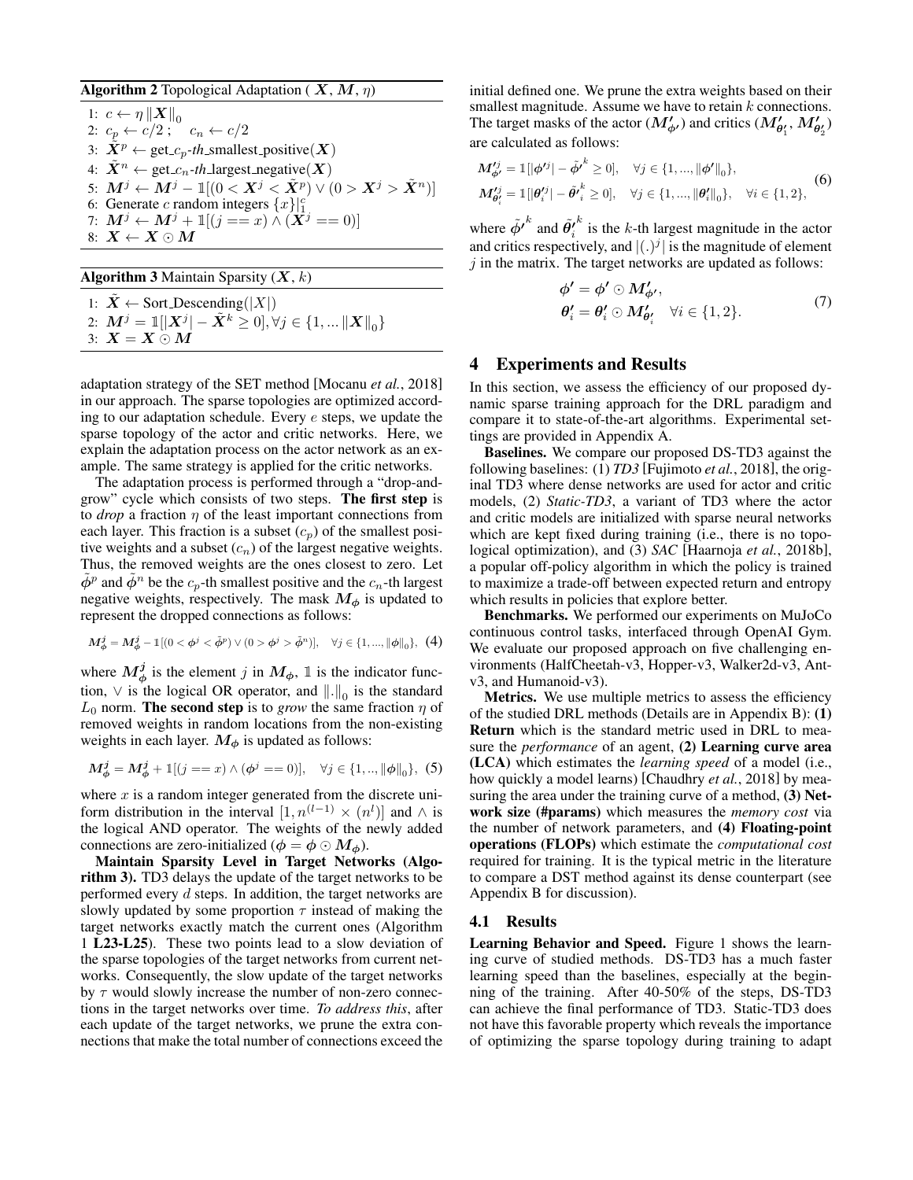**Algorithm 2** Topological Adaptation ( $\boldsymbol{X}, \boldsymbol{M}, \eta$)

1: $c \leftarrow \eta \|\boldsymbol{X}\|_0$
2: $c_p \leftarrow c/2$ ; $\quad c_n \leftarrow c/2$
3: $\tilde{\boldsymbol{X}}^p \leftarrow$ get_$c_p$-*th*_smallest_positive($\boldsymbol{X}$)
4: $\tilde{\boldsymbol{X}}^n \leftarrow$ get_$c_n$-*th*_largest_negative($\boldsymbol{X}$)
5: $\boldsymbol{M}^j \leftarrow \boldsymbol{M}^j - \mathbb{1}[(0 < \boldsymbol{X}^j < \tilde{\boldsymbol{X}}^p) \vee (0 > \boldsymbol{X}^j > \tilde{\boldsymbol{X}}^n)]$
6: Generate $c$ random integers $\{x\}|_1^c$
7: $\boldsymbol{M}^j \leftarrow \boldsymbol{M}^j + \mathbb{1}[(j == x) \wedge (\boldsymbol{X}^j == 0)]$
8: $\boldsymbol{X} \leftarrow \boldsymbol{X} \odot \boldsymbol{M}$

**Algorithm 3** Maintain Sparsity ($\boldsymbol{X}, k$)

1: $\tilde{\boldsymbol{X}} \leftarrow$ Sort_Descending($|X|$)
2: $\boldsymbol{M}^j = \mathbb{1}[|\boldsymbol{X}^j| - \tilde{\boldsymbol{X}}^k \geq 0], \forall j \in \{1, \dots \|\boldsymbol{X}\|_0\}$
3: $\boldsymbol{X} = \boldsymbol{X} \odot \boldsymbol{M}$

adaptation strategy of the SET method [Mocanu *et al.*, 2018] in our approach. The sparse topologies are optimized according to our adaptation schedule. Every $e$ steps, we update the sparse topology of the actor and critic networks. Here, we explain the adaptation process on the actor network as an example. The same strategy is applied for the critic networks.

The adaptation process is performed through a "drop-and-grow" cycle which consists of two steps. **The first step** is to *drop* a fraction $\eta$ of the least important connections from each layer. This fraction is a subset ($c_p$) of the smallest positive weights and a subset ($c_n$) of the largest negative weights. Thus, the removed weights are the ones closest to zero. Let $\tilde{\phi}^p$ and $\tilde{\phi}^n$ be the $c_p$-th smallest positive and the $c_n$-th largest negative weights, respectively. The mask $\boldsymbol{M_\phi}$ is updated to represent the dropped connections as follows:

$$\boldsymbol{M}_{\boldsymbol{\phi}}^{j} = \boldsymbol{M}_{\boldsymbol{\phi}}^{j} - \mathbb{1}[(0 < \boldsymbol{\phi}^j < \tilde{\boldsymbol{\phi}}^p) \vee (0 > \boldsymbol{\phi}^j > \tilde{\boldsymbol{\phi}}^n)], \quad \forall j \in \{1, ..., \|\boldsymbol{\phi}\|_0\}, \tag{4}$$

where $\boldsymbol{M_\phi^j}$ is the element $j$ in $\boldsymbol{M_\phi}$, $\mathbb{1}$ is the indicator function, $\vee$ is the logical OR operator, and $\|.\|_0$ is the standard $L_0$ norm. **The second step** is to *grow* the same fraction $\eta$ of removed weights in random locations from the non-existing weights in each layer. $\boldsymbol{M_\phi}$ is updated as follows:

$$\boldsymbol{M}_{\boldsymbol{\phi}}^{j} = \boldsymbol{M}_{\boldsymbol{\phi}}^{j} + \mathbb{1}[(j == x) \wedge (\boldsymbol{\phi}^j == 0)], \quad \forall j \in \{1, .., \|\boldsymbol{\phi}\|_0\}, \tag{5}$$

where $x$ is a random integer generated from the discrete uniform distribution in the interval $[1, n^{(l-1)} \times (n^l)]$ and $\wedge$ is the logical AND operator. The weights of the newly added connections are zero-initialized ($\boldsymbol{\phi} = \boldsymbol{\phi} \odot \boldsymbol{M_\phi}$).

**Maintain Sparsity Level in Target Networks (Algorithm 3).** TD3 delays the update of the target networks to be performed every $d$ steps. In addition, the target networks are slowly updated by some proportion $\tau$ instead of making the target networks exactly match the current ones (Algorithm 1 **L23-L25**). These two points lead to a slow deviation of the sparse topologies of the target networks from current networks. Consequently, the slow update of the target networks by $\tau$ would slowly increase the number of non-zero connections in the target networks over time. *To address this*, after each update of the target networks, we prune the extra connections that make the total number of connections exceed the initial defined one. We prune the extra weights based on their smallest magnitude. Assume we have to retain $k$ connections. The target masks of the actor ($\boldsymbol{M'_{\phi'}}$) and critics ($\boldsymbol{M'_{\theta'_1}}, \boldsymbol{M'_{\theta'_2}}$) are calculated as follows:

$$\begin{aligned} \boldsymbol{M'^{j}_{\phi'}} &= \mathbb{1}[|\boldsymbol{\phi'}^j| - \tilde{\boldsymbol{\phi'}}^k \geq 0], \quad \forall j \in \{1, ..., \|\boldsymbol{\phi'}\|_0\}, \\ \boldsymbol{M'^{j}_{\theta'_i}} &= \mathbb{1}[|\boldsymbol{\theta'}^j_i| - \tilde{\boldsymbol{\theta'}}^k_i \geq 0], \quad \forall j \in \{1, ..., \|\boldsymbol{\theta}'_i\|_0\}, \quad \forall i \in \{1, 2\}, \end{aligned} \tag{6}$$

where $\tilde{\boldsymbol{\phi'}}^k$ and $\tilde{\boldsymbol{\theta'}}^k_i$ is the $k$-th largest magnitude in the actor and critics respectively, and $|(.)^j|$ is the magnitude of element $j$ in the matrix. The target networks are updated as follows:

$$\begin{aligned} \boldsymbol{\phi'} &= \boldsymbol{\phi'} \odot \boldsymbol{M'_{\phi'}}, \\ \boldsymbol{\theta'_i} &= \boldsymbol{\theta'_i} \odot \boldsymbol{M'_{\theta'_i}} \quad \forall i \in \{1, 2\}. \end{aligned} \tag{7}$$

# 4 Experiments and Results

In this section, we assess the efficiency of our proposed dynamic sparse training approach for the DRL paradigm and compare it to state-of-the-art algorithms. Experimental settings are provided in Appendix A.

**Baselines.** We compare our proposed DS-TD3 against the following baselines: (1) *TD3* [Fujimoto *et al.*, 2018], the original TD3 where dense networks are used for actor and critic models, (2) *Static-TD3*, a variant of TD3 where the actor and critic models are initialized with sparse neural networks which are kept fixed during training (i.e., there is no topological optimization), and (3) *SAC* [Haarnoja *et al.*, 2018b], a popular off-policy algorithm in which the policy is trained to maximize a trade-off between expected return and entropy which results in policies that explore better.

**Benchmarks.** We performed our experiments on MuJoCo continuous control tasks, interfaced through OpenAI Gym. We evaluate our proposed approach on five challenging environments (HalfCheetah-v3, Hopper-v3, Walker2d-v3, Ant-v3, and Humanoid-v3).

**Metrics.** We use multiple metrics to assess the efficiency of the studied DRL methods (Details are in Appendix B): **(1) Return** which is the standard metric used in DRL to measure the *performance* of an agent, **(2) Learning curve area (LCA)** which estimates the *learning speed* of a model (i.e., how quickly a model learns) [Chaudhry *et al.*, 2018] by measuring the area under the training curve of a method, **(3) Network size (#params)** which measures the *memory cost* via the number of network parameters, and **(4) Floating-point operations (FLOPs)** which estimate the *computational cost* required for training. It is the typical metric in the literature to compare a DST method against its dense counterpart (see Appendix B for discussion).

## 4.1 Results

**Learning Behavior and Speed.** Figure 1 shows the learning curve of studied methods. DS-TD3 has a much faster learning speed than the baselines, especially at the beginning of the training. After 40-50% of the steps, DS-TD3 can achieve the final performance of TD3. Static-TD3 does not have this favorable property which reveals the importance of optimizing the sparse topology during training to adapt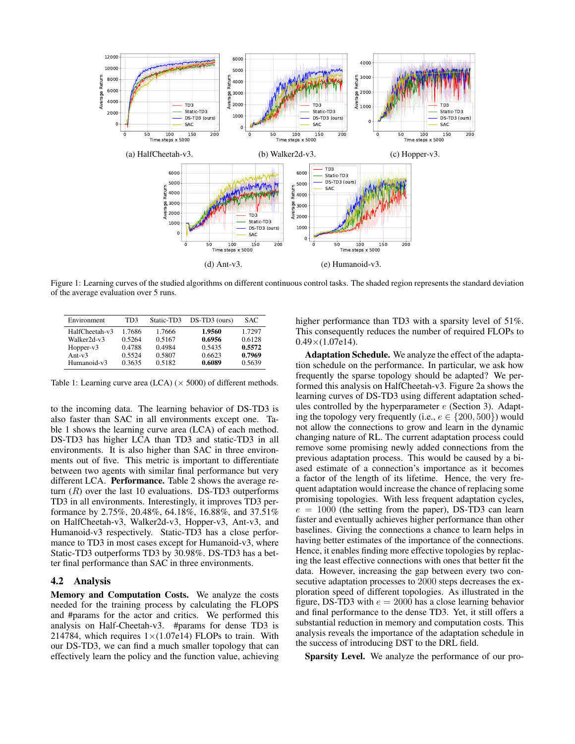(a) HalfCheetah-v3.

(b) Walker2d-v3.

(c) Hopper-v3.

(d) Ant-v3.

(e) Humanoid-v3.

Figure 1: Learning curves of the studied algorithms on different continuous control tasks. The shaded region represents the standard deviation of the average evaluation over 5 runs.

| Environment | TD3 | Static-TD3 | DS-TD3 (ours) | SAC |
|---|---|---|---|---|
| HalfCheetah-v3 | 1.7686 | 1.7666 | **1.9560** | 1.7297 |
| Walker2d-v3 | 0.5264 | 0.5167 | **0.6956** | 0.6128 |
| Hopper-v3 | 0.4788 | 0.4984 | 0.5435 | **0.5572** |
| Ant-v3 | 0.5524 | 0.5807 | 0.6623 | **0.7969** |
| Humanoid-v3 | 0.3635 | 0.5182 | **0.6089** | 0.5639 |

Table 1: Learning curve area (LCA) ($\times$ 5000) of different methods.

to the incoming data. The learning behavior of DS-TD3 is also faster than SAC in all environments except one. Table 1 shows the learning curve area (LCA) of each method. DS-TD3 has higher LCA than TD3 and static-TD3 in all environments. It is also higher than SAC in three environments out of five. This metric is important to differentiate between two agents with similar final performance but very different LCA. **Performance.** Table 2 shows the average return ($R$) over the last 10 evaluations. DS-TD3 outperforms TD3 in all environments. Interestingly, it improves TD3 performance by 2.75%, 20.48%, 64.18%, 16.88%, and 37.51% on HalfCheetah-v3, Walker2d-v3, Hopper-v3, Ant-v3, and Humanoid-v3 respectively. Static-TD3 has a close performance to TD3 in most cases except for Humanoid-v3, where Static-TD3 outperforms TD3 by 30.98%. DS-TD3 has a better final performance than SAC in three environments.

## 4.2 Analysis

**Memory and Computation Costs.** We analyze the costs needed for the training process by calculating the FLOPS and #params for the actor and critics. We performed this analysis on Half-Cheetah-v3. #params for dense TD3 is 214784, which requires $1\times$(1.07e14) FLOPs to train. With our DS-TD3, we can find a much smaller topology that can effectively learn the policy and the function value, achieving higher performance than TD3 with a sparsity level of 51%. This consequently reduces the number of required FLOPs to $0.49\times$(1.07e14).

**Adaptation Schedule.** We analyze the effect of the adaptation schedule on the performance. In particular, we ask how frequently the sparse topology should be adapted? We performed this analysis on HalfCheetah-v3. Figure 2a shows the learning curves of DS-TD3 using different adaptation schedules controlled by the hyperparameter $e$ (Section 3). Adapting the topology very frequently (i.e., $e \in \{200, 500\}$) would not allow the connections to grow and learn in the dynamic changing nature of RL. The current adaptation process could remove some promising newly added connections from the previous adaptation process. This would be caused by a biased estimate of a connection's importance as it becomes a factor of the length of its lifetime. Hence, the very frequent adaptation would increase the chance of replacing some promising topologies. With less frequent adaptation cycles, $e = 1000$ (the setting from the paper), DS-TD3 can learn faster and eventually achieves higher performance than other baselines. Giving the connections a chance to learn helps in having better estimates of the importance of the connections. Hence, it enables finding more effective topologies by replacing the least effective connections with ones that better fit the data. However, increasing the gap between every two consecutive adaptation processes to 2000 steps decreases the exploration speed of different topologies. As illustrated in the figure, DS-TD3 with $e = 2000$ has a close learning behavior and final performance to the dense TD3. Yet, it still offers a substantial reduction in memory and computation costs. This analysis reveals the importance of the adaptation schedule in the success of introducing DST to the DRL field.

**Sparsity Level.** We analyze the performance of our pro-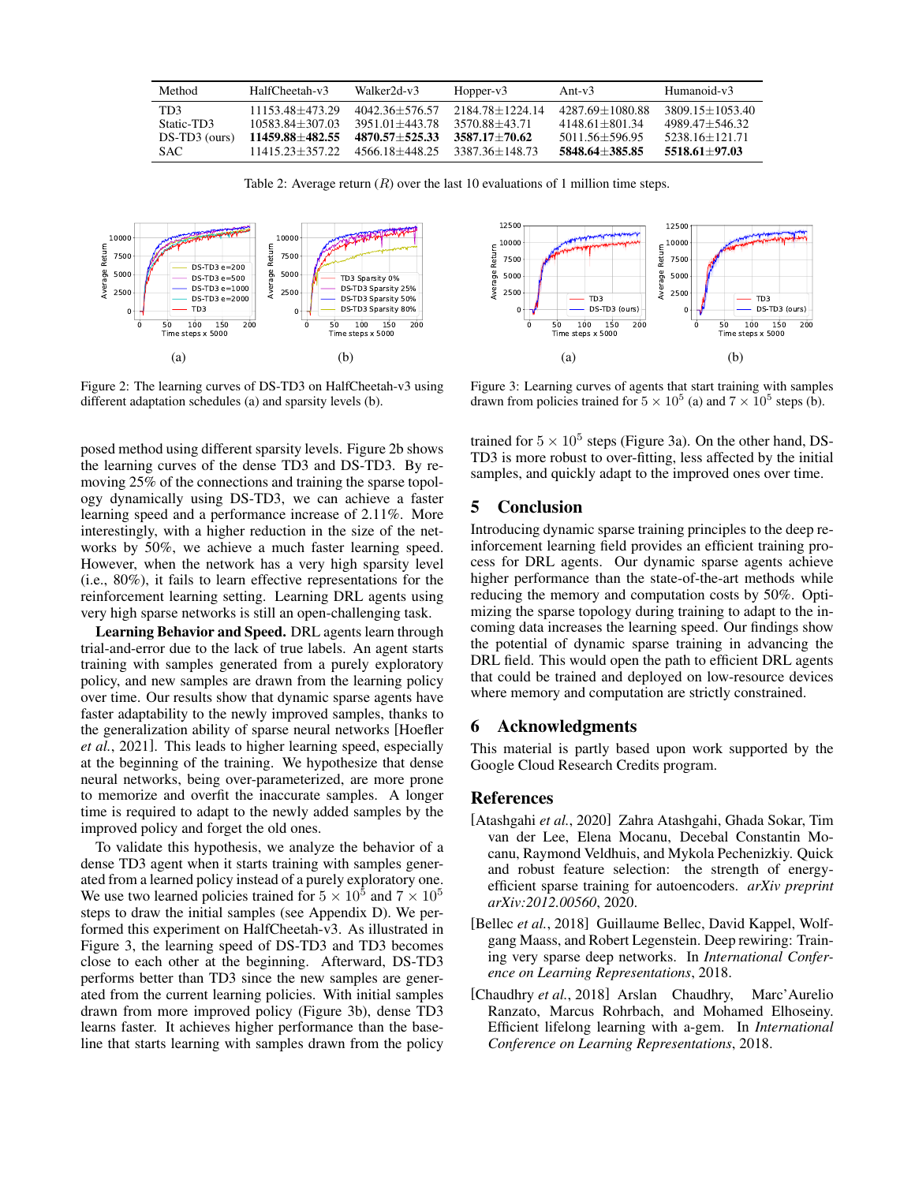| Method | HalfCheetah-v3 | Walker2d-v3 | Hopper-v3 | Ant-v3 | Humanoid-v3 |
|---|---|---|---|---|---|
| TD3 | 11153.48±473.29 | 4042.36±576.57 | 2184.78±1224.14 | 4287.69±1080.88 | 3809.15±1053.40 |
| Static-TD3 | 10583.84±307.03 | 3951.01±443.78 | 3570.88±43.71 | 4148.61±801.34 | 4989.47±546.32 |
| DS-TD3 (ours) | **11459.88±482.55** | **4870.57±525.33** | **3587.17±70.62** | 5011.56±596.95 | 5238.16±121.71 |
| SAC | 11415.23±357.22 | 4566.18±448.25 | 3387.36±148.73 | **5848.64±385.85** | **5518.61±97.03** |

Table 2: Average return ($R$) over the last 10 evaluations of 1 million time steps.

Figure 2: The learning curves of DS-TD3 on HalfCheetah-v3 using different adaptation schedules (a) and sparsity levels (b).

Figure 3: Learning curves of agents that start training with samples drawn from policies trained for $5 \times 10^5$ (a) and $7 \times 10^5$ steps (b).

posed method using different sparsity levels. Figure 2b shows the learning curves of the dense TD3 and DS-TD3. By removing 25% of the connections and training the sparse topology dynamically using DS-TD3, we can achieve a faster learning speed and a performance increase of 2.11%. More interestingly, with a higher reduction in the size of the networks by 50%, we achieve a much faster learning speed. However, when the network has a very high sparsity level (i.e., 80%), it fails to learn effective representations for the reinforcement learning setting. Learning DRL agents using very high sparse networks is still an open-challenging task.

**Learning Behavior and Speed.** DRL agents learn through trial-and-error due to the lack of true labels. An agent starts training with samples generated from a purely exploratory policy, and new samples are drawn from the learning policy over time. Our results show that dynamic sparse agents have faster adaptability to the newly improved samples, thanks to the generalization ability of sparse neural networks [Hoefler *et al.*, 2021]. This leads to higher learning speed, especially at the beginning of the training. We hypothesize that dense neural networks, being over-parameterized, are more prone to memorize and overfit the inaccurate samples. A longer time is required to adapt to the newly added samples by the improved policy and forget the old ones.

To validate this hypothesis, we analyze the behavior of a dense TD3 agent when it starts training with samples generated from a learned policy instead of a purely exploratory one. We use two learned policies trained for $5 \times 10^5$ and $7 \times 10^5$ steps to draw the initial samples (see Appendix D). We performed this experiment on HalfCheetah-v3. As illustrated in Figure 3, the learning speed of DS-TD3 and TD3 becomes close to each other at the beginning. Afterward, DS-TD3 performs better than TD3 since the new samples are generated from the current learning policies. With initial samples drawn from more improved policy (Figure 3b), dense TD3 learns faster. It achieves higher performance than the baseline that starts learning with samples drawn from the policy trained for $5 \times 10^5$ steps (Figure 3a). On the other hand, DS-TD3 is more robust to over-fitting, less affected by the initial samples, and quickly adapt to the improved ones over time.

## 5 Conclusion

Introducing dynamic sparse training principles to the deep reinforcement learning field provides an efficient training process for DRL agents. Our dynamic sparse agents achieve higher performance than the state-of-the-art methods while reducing the memory and computation costs by 50%. Optimizing the sparse topology during training to adapt to the incoming data increases the learning speed. Our findings show the potential of dynamic sparse training in advancing the DRL field. This would open the path to efficient DRL agents that could be trained and deployed on low-resource devices where memory and computation are strictly constrained.

## 6 Acknowledgments

This material is partly based upon work supported by the Google Cloud Research Credits program.

## References

[Atashgahi *et al.*, 2020] Zahra Atashgahi, Ghada Sokar, Tim van der Lee, Elena Mocanu, Decebal Constantin Mocanu, Raymond Veldhuis, and Mykola Pechenizkiy. Quick and robust feature selection: the strength of energy-efficient sparse training for autoencoders. *arXiv preprint arXiv:2012.00560*, 2020.

[Bellec *et al.*, 2018] Guillaume Bellec, David Kappel, Wolfgang Maass, and Robert Legenstein. Deep rewiring: Training very sparse deep networks. In *International Conference on Learning Representations*, 2018.

[Chaudhry *et al.*, 2018] Arslan Chaudhry, Marc'Aurelio Ranzato, Marcus Rohrbach, and Mohamed Elhoseiny. Efficient lifelong learning with a-gem. In *International Conference on Learning Representations*, 2018.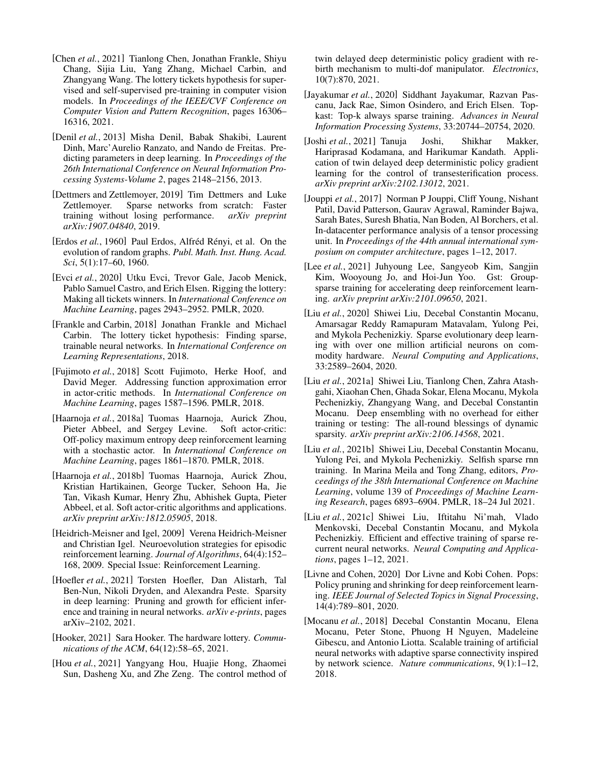[Chen *et al.*, 2021] Tianlong Chen, Jonathan Frankle, Shiyu Chang, Sijia Liu, Yang Zhang, Michael Carbin, and Zhangyang Wang. The lottery tickets hypothesis for supervised and self-supervised pre-training in computer vision models. In *Proceedings of the IEEE/CVF Conference on Computer Vision and Pattern Recognition*, pages 16306–16316, 2021.

[Denil *et al.*, 2013] Misha Denil, Babak Shakibi, Laurent Dinh, Marc'Aurelio Ranzato, and Nando de Freitas. Predicting parameters in deep learning. In *Proceedings of the 26th International Conference on Neural Information Processing Systems-Volume 2*, pages 2148–2156, 2013.

[Dettmers and Zettlemoyer, 2019] Tim Dettmers and Luke Zettlemoyer. Sparse networks from scratch: Faster training without losing performance. *arXiv preprint arXiv:1907.04840*, 2019.

[Erdos *et al.*, 1960] Paul Erdos, Alfréd Rényi, et al. On the evolution of random graphs. *Publ. Math. Inst. Hung. Acad. Sci*, 5(1):17–60, 1960.

[Evci *et al.*, 2020] Utku Evci, Trevor Gale, Jacob Menick, Pablo Samuel Castro, and Erich Elsen. Rigging the lottery: Making all tickets winners. In *International Conference on Machine Learning*, pages 2943–2952. PMLR, 2020.

[Frankle and Carbin, 2018] Jonathan Frankle and Michael Carbin. The lottery ticket hypothesis: Finding sparse, trainable neural networks. In *International Conference on Learning Representations*, 2018.

[Fujimoto *et al.*, 2018] Scott Fujimoto, Herke Hoof, and David Meger. Addressing function approximation error in actor-critic methods. In *International Conference on Machine Learning*, pages 1587–1596. PMLR, 2018.

[Haarnoja *et al.*, 2018a] Tuomas Haarnoja, Aurick Zhou, Pieter Abbeel, and Sergey Levine. Soft actor-critic: Off-policy maximum entropy deep reinforcement learning with a stochastic actor. In *International Conference on Machine Learning*, pages 1861–1870. PMLR, 2018.

[Haarnoja *et al.*, 2018b] Tuomas Haarnoja, Aurick Zhou, Kristian Hartikainen, George Tucker, Sehoon Ha, Jie Tan, Vikash Kumar, Henry Zhu, Abhishek Gupta, Pieter Abbeel, et al. Soft actor-critic algorithms and applications. *arXiv preprint arXiv:1812.05905*, 2018.

[Heidrich-Meisner and Igel, 2009] Verena Heidrich-Meisner and Christian Igel. Neuroevolution strategies for episodic reinforcement learning. *Journal of Algorithms*, 64(4):152–168, 2009. Special Issue: Reinforcement Learning.

[Hoefler *et al.*, 2021] Torsten Hoefler, Dan Alistarh, Tal Ben-Nun, Nikoli Dryden, and Alexandra Peste. Sparsity in deep learning: Pruning and growth for efficient inference and training in neural networks. *arXiv e-prints*, pages arXiv–2102, 2021.

[Hooker, 2021] Sara Hooker. The hardware lottery. *Communications of the ACM*, 64(12):58–65, 2021.

[Hou *et al.*, 2021] Yangyang Hou, Huajie Hong, Zhaomei Sun, Dasheng Xu, and Zhe Zeng. The control method of twin delayed deep deterministic policy gradient with rebirth mechanism to multi-dof manipulator. *Electronics*, 10(7):870, 2021.

[Jayakumar *et al.*, 2020] Siddhant Jayakumar, Razvan Pascanu, Jack Rae, Simon Osindero, and Erich Elsen. Top-kast: Top-k always sparse training. *Advances in Neural Information Processing Systems*, 33:20744–20754, 2020.

[Joshi *et al.*, 2021] Tanuja Joshi, Shikhar Makker, Hariprasad Kodamana, and Harikumar Kandath. Application of twin delayed deep deterministic policy gradient learning for the control of transesterification process. *arXiv preprint arXiv:2102.13012*, 2021.

[Jouppi *et al.*, 2017] Norman P Jouppi, Cliff Young, Nishant Patil, David Patterson, Gaurav Agrawal, Raminder Bajwa, Sarah Bates, Suresh Bhatia, Nan Boden, Al Borchers, et al. In-datacenter performance analysis of a tensor processing unit. In *Proceedings of the 44th annual international symposium on computer architecture*, pages 1–12, 2017.

[Lee *et al.*, 2021] Juhyoung Lee, Sangyeob Kim, Sangjin Kim, Wooyoung Jo, and Hoi-Jun Yoo. Gst: Group-sparse training for accelerating deep reinforcement learning. *arXiv preprint arXiv:2101.09650*, 2021.

[Liu *et al.*, 2020] Shiwei Liu, Decebal Constantin Mocanu, Amarsagar Reddy Ramapuram Matavalam, Yulong Pei, and Mykola Pechenizkiy. Sparse evolutionary deep learning with over one million artificial neurons on commodity hardware. *Neural Computing and Applications*, 33:2589–2604, 2020.

[Liu *et al.*, 2021a] Shiwei Liu, Tianlong Chen, Zahra Atashgahi, Xiaohan Chen, Ghada Sokar, Elena Mocanu, Mykola Pechenizkiy, Zhangyang Wang, and Decebal Constantin Mocanu. Deep ensembling with no overhead for either training or testing: The all-round blessings of dynamic sparsity. *arXiv preprint arXiv:2106.14568*, 2021.

[Liu *et al.*, 2021b] Shiwei Liu, Decebal Constantin Mocanu, Yulong Pei, and Mykola Pechenizkiy. Selfish sparse rnn training. In Marina Meila and Tong Zhang, editors, *Proceedings of the 38th International Conference on Machine Learning*, volume 139 of *Proceedings of Machine Learning Research*, pages 6893–6904. PMLR, 18–24 Jul 2021.

[Liu *et al.*, 2021c] Shiwei Liu, Iftitahu Ni'mah, Vlado Menkovski, Decebal Constantin Mocanu, and Mykola Pechenizkiy. Efficient and effective training of sparse recurrent neural networks. *Neural Computing and Applications*, pages 1–12, 2021.

[Livne and Cohen, 2020] Dor Livne and Kobi Cohen. Pops: Policy pruning and shrinking for deep reinforcement learning. *IEEE Journal of Selected Topics in Signal Processing*, 14(4):789–801, 2020.

[Mocanu *et al.*, 2018] Decebal Constantin Mocanu, Elena Mocanu, Peter Stone, Phuong H Nguyen, Madeleine Gibescu, and Antonio Liotta. Scalable training of artificial neural networks with adaptive sparse connectivity inspired by network science. *Nature communications*, 9(1):1–12, 2018.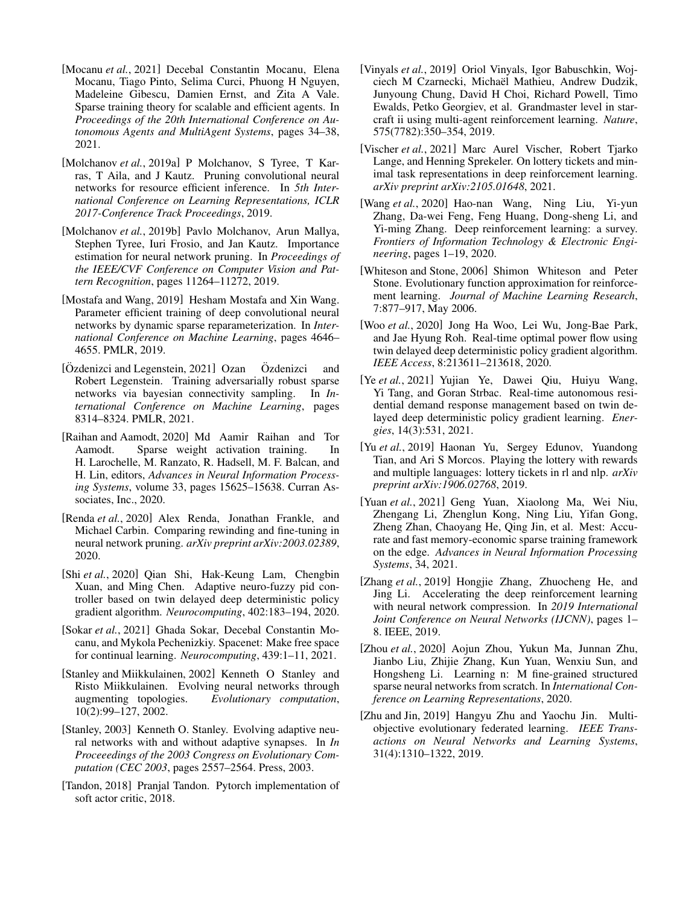[Mocanu *et al.*, 2021] Decebal Constantin Mocanu, Elena Mocanu, Tiago Pinto, Selima Curci, Phuong H Nguyen, Madeleine Gibescu, Damien Ernst, and Zita A Vale. Sparse training theory for scalable and efficient agents. In *Proceedings of the 20th International Conference on Autonomous Agents and MultiAgent Systems*, pages 34–38, 2021.

[Molchanov *et al.*, 2019a] P Molchanov, S Tyree, T Karras, T Aila, and J Kautz. Pruning convolutional neural networks for resource efficient inference. In *5th International Conference on Learning Representations, ICLR 2017-Conference Track Proceedings*, 2019.

[Molchanov *et al.*, 2019b] Pavlo Molchanov, Arun Mallya, Stephen Tyree, Iuri Frosio, and Jan Kautz. Importance estimation for neural network pruning. In *Proceedings of the IEEE/CVF Conference on Computer Vision and Pattern Recognition*, pages 11264–11272, 2019.

[Mostafa and Wang, 2019] Hesham Mostafa and Xin Wang. Parameter efficient training of deep convolutional neural networks by dynamic sparse reparameterization. In *International Conference on Machine Learning*, pages 4646–4655. PMLR, 2019.

[Özdenizci and Legenstein, 2021] Ozan Özdenizci and Robert Legenstein. Training adversarially robust sparse networks via bayesian connectivity sampling. In *International Conference on Machine Learning*, pages 8314–8324. PMLR, 2021.

[Raihan and Aamodt, 2020] Md Aamir Raihan and Tor Aamodt. Sparse weight activation training. In H. Larochelle, M. Ranzato, R. Hadsell, M. F. Balcan, and H. Lin, editors, *Advances in Neural Information Processing Systems*, volume 33, pages 15625–15638. Curran Associates, Inc., 2020.

[Renda *et al.*, 2020] Alex Renda, Jonathan Frankle, and Michael Carbin. Comparing rewinding and fine-tuning in neural network pruning. *arXiv preprint arXiv:2003.02389*, 2020.

[Shi *et al.*, 2020] Qian Shi, Hak-Keung Lam, Chengbin Xuan, and Ming Chen. Adaptive neuro-fuzzy pid controller based on twin delayed deep deterministic policy gradient algorithm. *Neurocomputing*, 402:183–194, 2020.

[Sokar *et al.*, 2021] Ghada Sokar, Decebal Constantin Mocanu, and Mykola Pechenizkiy. Spacenet: Make free space for continual learning. *Neurocomputing*, 439:1–11, 2021.

[Stanley and Miikkulainen, 2002] Kenneth O Stanley and Risto Miikkulainen. Evolving neural networks through augmenting topologies. *Evolutionary computation*, 10(2):99–127, 2002.

[Stanley, 2003] Kenneth O. Stanley. Evolving adaptive neural networks with and without adaptive synapses. In *In Proceeedings of the 2003 Congress on Evolutionary Computation (CEC 2003*, pages 2557–2564. Press, 2003.

[Tandon, 2018] Pranjal Tandon. Pytorch implementation of soft actor critic, 2018.

[Vinyals *et al.*, 2019] Oriol Vinyals, Igor Babuschkin, Wojciech M Czarnecki, Michaël Mathieu, Andrew Dudzik, Junyoung Chung, David H Choi, Richard Powell, Timo Ewalds, Petko Georgiev, et al. Grandmaster level in starcraft ii using multi-agent reinforcement learning. *Nature*, 575(7782):350–354, 2019.

[Vischer *et al.*, 2021] Marc Aurel Vischer, Robert Tjarko Lange, and Henning Sprekeler. On lottery tickets and minimal task representations in deep reinforcement learning. *arXiv preprint arXiv:2105.01648*, 2021.

[Wang *et al.*, 2020] Hao-nan Wang, Ning Liu, Yi-yun Zhang, Da-wei Feng, Feng Huang, Dong-sheng Li, and Yi-ming Zhang. Deep reinforcement learning: a survey. *Frontiers of Information Technology & Electronic Engineering*, pages 1–19, 2020.

[Whiteson and Stone, 2006] Shimon Whiteson and Peter Stone. Evolutionary function approximation for reinforcement learning. *Journal of Machine Learning Research*, 7:877–917, May 2006.

[Woo *et al.*, 2020] Jong Ha Woo, Lei Wu, Jong-Bae Park, and Jae Hyung Roh. Real-time optimal power flow using twin delayed deep deterministic policy gradient algorithm. *IEEE Access*, 8:213611–213618, 2020.

[Ye *et al.*, 2021] Yujian Ye, Dawei Qiu, Huiyu Wang, Yi Tang, and Goran Strbac. Real-time autonomous residential demand response management based on twin delayed deep deterministic policy gradient learning. *Energies*, 14(3):531, 2021.

[Yu *et al.*, 2019] Haonan Yu, Sergey Edunov, Yuandong Tian, and Ari S Morcos. Playing the lottery with rewards and multiple languages: lottery tickets in rl and nlp. *arXiv preprint arXiv:1906.02768*, 2019.

[Yuan *et al.*, 2021] Geng Yuan, Xiaolong Ma, Wei Niu, Zhengang Li, Zhenglun Kong, Ning Liu, Yifan Gong, Zheng Zhan, Chaoyang He, Qing Jin, et al. Mest: Accurate and fast memory-economic sparse training framework on the edge. *Advances in Neural Information Processing Systems*, 34, 2021.

[Zhang *et al.*, 2019] Hongjie Zhang, Zhuocheng He, and Jing Li. Accelerating the deep reinforcement learning with neural network compression. In *2019 International Joint Conference on Neural Networks (IJCNN)*, pages 1–8. IEEE, 2019.

[Zhou *et al.*, 2020] Aojun Zhou, Yukun Ma, Junnan Zhu, Jianbo Liu, Zhijie Zhang, Kun Yuan, Wenxiu Sun, and Hongsheng Li. Learning n: M fine-grained structured sparse neural networks from scratch. In *International Conference on Learning Representations*, 2020.

[Zhu and Jin, 2019] Hangyu Zhu and Yaochu Jin. Multi-objective evolutionary federated learning. *IEEE Transactions on Neural Networks and Learning Systems*, 31(4):1310–1322, 2019.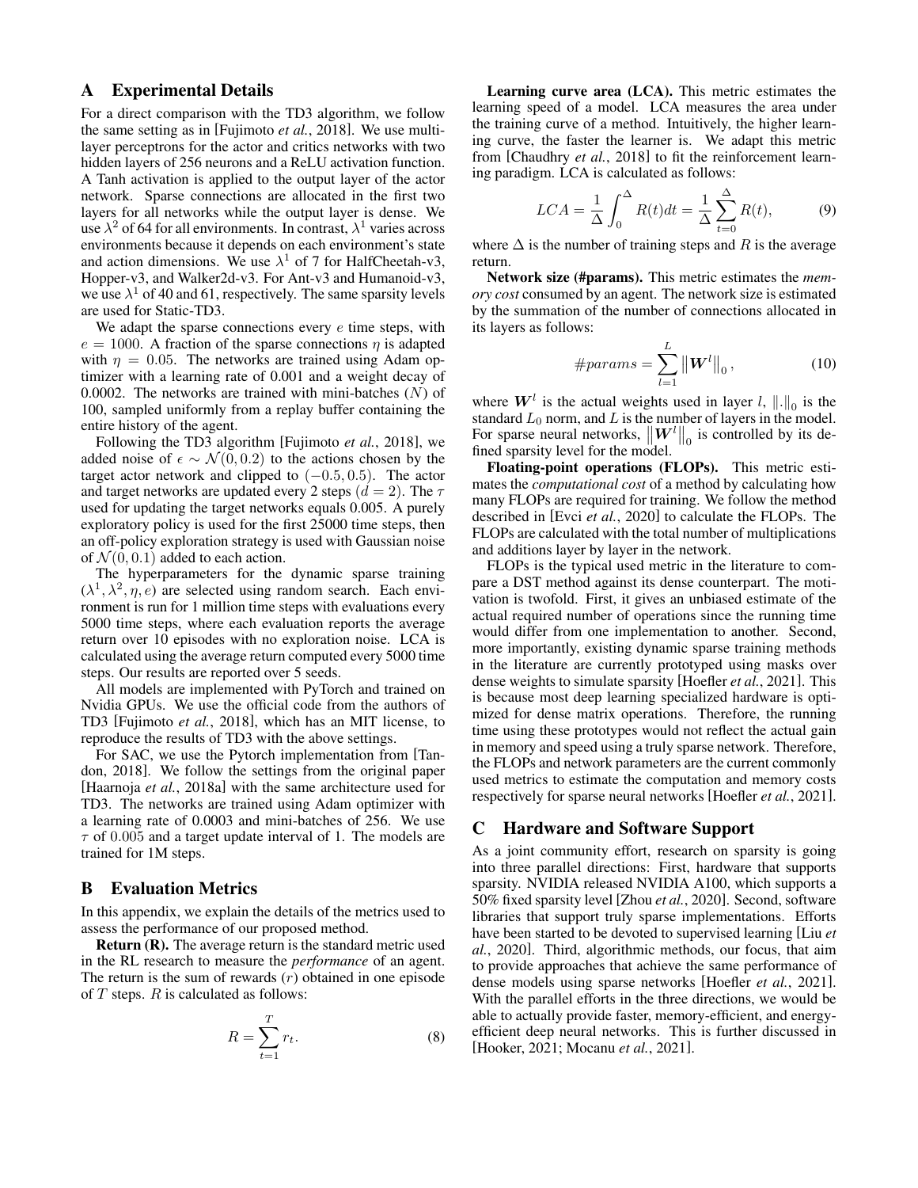## A Experimental Details

For a direct comparison with the TD3 algorithm, we follow the same setting as in [Fujimoto *et al.*, 2018]. We use multi-layer perceptrons for the actor and critics networks with two hidden layers of 256 neurons and a ReLU activation function. A Tanh activation is applied to the output layer of the actor network. Sparse connections are allocated in the first two layers for all networks while the output layer is dense. We use $\lambda^2$ of 64 for all environments. In contrast, $\lambda^1$ varies across environments because it depends on each environment's state and action dimensions. We use $\lambda^1$ of 7 for HalfCheetah-v3, Hopper-v3, and Walker2d-v3. For Ant-v3 and Humanoid-v3, we use $\lambda^1$ of 40 and 61, respectively. The same sparsity levels are used for Static-TD3.

We adapt the sparse connections every $e$ time steps, with $e = 1000$. A fraction of the sparse connections $\eta$ is adapted with $\eta = 0.05$. The networks are trained using Adam optimizer with a learning rate of 0.001 and a weight decay of 0.0002. The networks are trained with mini-batches ($N$) of 100, sampled uniformly from a replay buffer containing the entire history of the agent.

Following the TD3 algorithm [Fujimoto *et al.*, 2018], we added noise of $\epsilon \sim \mathcal{N}(0, 0.2)$ to the actions chosen by the target actor network and clipped to $(-0.5, 0.5)$. The actor and target networks are updated every 2 steps ($d = 2$). The $\tau$ used for updating the target networks equals 0.005. A purely exploratory policy is used for the first 25000 time steps, then an off-policy exploration strategy is used with Gaussian noise of $\mathcal{N}(0, 0.1)$ added to each action.

The hyperparameters for the dynamic sparse training $(\lambda^1, \lambda^2, \eta, e)$ are selected using random search. Each environment is run for 1 million time steps with evaluations every 5000 time steps, where each evaluation reports the average return over 10 episodes with no exploration noise. LCA is calculated using the average return computed every 5000 time steps. Our results are reported over 5 seeds.

All models are implemented with PyTorch and trained on Nvidia GPUs. We use the official code from the authors of TD3 [Fujimoto *et al.*, 2018], which has an MIT license, to reproduce the results of TD3 with the above settings.

For SAC, we use the Pytorch implementation from [Tandon, 2018]. We follow the settings from the original paper [Haarnoja *et al.*, 2018a] with the same architecture used for TD3. The networks are trained using Adam optimizer with a learning rate of 0.0003 and mini-batches of 256. We use $\tau$ of 0.005 and a target update interval of 1. The models are trained for 1M steps.

## B Evaluation Metrics

In this appendix, we explain the details of the metrics used to assess the performance of our proposed method.

**Return (R).** The average return is the standard metric used in the RL research to measure the *performance* of an agent. The return is the sum of rewards ($r$) obtained in one episode of $T$ steps. $R$ is calculated as follows:

$$R = \sum_{t=1}^{T} r_t. \tag{8}$$

**Learning curve area (LCA).** This metric estimates the learning speed of a model. LCA measures the area under the training curve of a method. Intuitively, the higher learning curve, the faster the learner is. We adapt this metric from [Chaudhry *et al.*, 2018] to fit the reinforcement learning paradigm. LCA is calculated as follows:

$$LCA = \frac{1}{\Delta}\int_{0}^{\Delta} R(t)dt = \frac{1}{\Delta}\sum_{t=0}^{\Delta} R(t), \tag{9}$$

where $\Delta$ is the number of training steps and $R$ is the average return.

**Network size (#params).** This metric estimates the *memory cost* consumed by an agent. The network size is estimated by the summation of the number of connections allocated in its layers as follows:

$$\#params = \sum_{l=1}^{L} \left\|\boldsymbol{W}^l\right\|_0, \tag{10}$$

where $\boldsymbol{W}^l$ is the actual weights used in layer $l$, $\|.\|_0$ is the standard $L_0$ norm, and $L$ is the number of layers in the model. For sparse neural networks, $\left\|\boldsymbol{W}^l\right\|_0$ is controlled by its defined sparsity level for the model.

**Floating-point operations (FLOPs).** This metric estimates the *computational cost* of a method by calculating how many FLOPs are required for training. We follow the method described in [Evci *et al.*, 2020] to calculate the FLOPs. The FLOPs are calculated with the total number of multiplications and additions layer by layer in the network.

FLOPs is the typical used metric in the literature to compare a DST method against its dense counterpart. The motivation is twofold. First, it gives an unbiased estimate of the actual required number of operations since the running time would differ from one implementation to another. Second, more importantly, existing dynamic sparse training methods in the literature are currently prototyped using masks over dense weights to simulate sparsity [Hoefler *et al.*, 2021]. This is because most deep learning specialized hardware is optimized for dense matrix operations. Therefore, the running time using these prototypes would not reflect the actual gain in memory and speed using a truly sparse network. Therefore, the FLOPs and network parameters are the current commonly used metrics to estimate the computation and memory costs respectively for sparse neural networks [Hoefler *et al.*, 2021].

## C Hardware and Software Support

As a joint community effort, research on sparsity is going into three parallel directions: First, hardware that supports sparsity. NVIDIA released NVIDIA A100, which supports a 50% fixed sparsity level [Zhou *et al.*, 2020]. Second, software libraries that support truly sparse implementations. Efforts have been started to be devoted to supervised learning [Liu *et al.*, 2020]. Third, algorithmic methods, our focus, that aim to provide approaches that achieve the same performance of dense models using sparse networks [Hoefler *et al.*, 2021]. With the parallel efforts in the three directions, we would be able to actually provide faster, memory-efficient, and energy-efficient deep neural networks. This is further discussed in [Hooker, 2021; Mocanu *et al.*, 2021].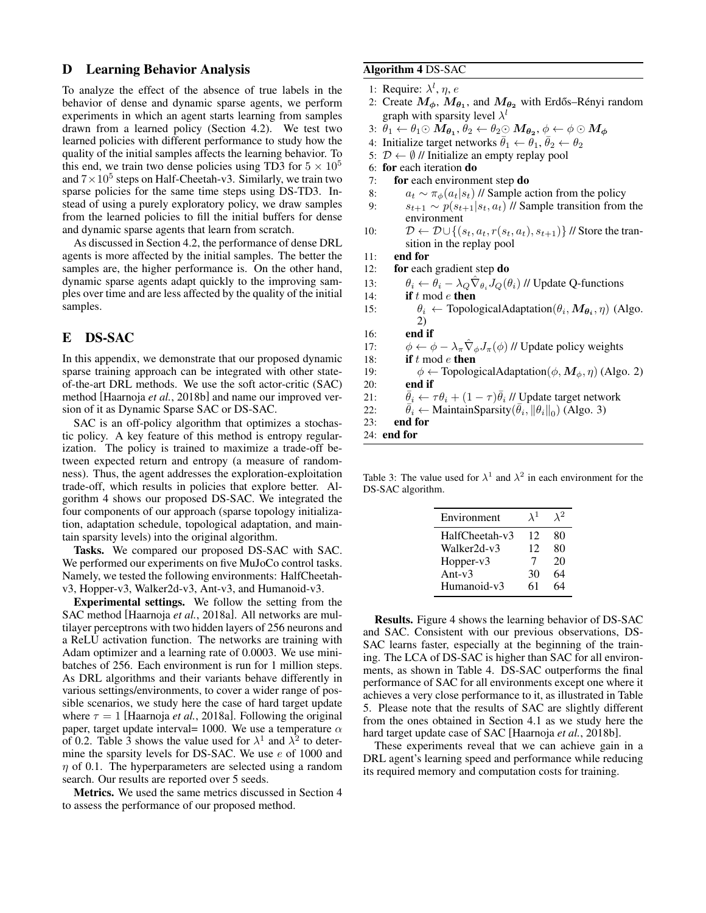## D Learning Behavior Analysis

To analyze the effect of the absence of true labels in the behavior of dense and dynamic sparse agents, we perform experiments in which an agent starts learning from samples drawn from a learned policy (Section 4.2). We test two learned policies with different performance to study how the quality of the initial samples affects the learning behavior. To this end, we train two dense policies using TD3 for $5 \times 10^5$ and $7 \times 10^5$ steps on Half-Cheetah-v3. Similarly, we train two sparse policies for the same time steps using DS-TD3. Instead of using a purely exploratory policy, we draw samples from the learned policies to fill the initial buffers for dense and dynamic sparse agents that learn from scratch.

As discussed in Section 4.2, the performance of dense DRL agents is more affected by the initial samples. The better the samples are, the higher performance is. On the other hand, dynamic sparse agents adapt quickly to the improving samples over time and are less affected by the quality of the initial samples.

## E DS-SAC

In this appendix, we demonstrate that our proposed dynamic sparse training approach can be integrated with other state-of-the-art DRL methods. We use the soft actor-critic (SAC) method [Haarnoja *et al.*, 2018b] and name our improved version of it as Dynamic Sparse SAC or DS-SAC.

SAC is an off-policy algorithm that optimizes a stochastic policy. A key feature of this method is entropy regularization. The policy is trained to maximize a trade-off between expected return and entropy (a measure of randomness). Thus, the agent addresses the exploration-exploitation trade-off, which results in policies that explore better. Algorithm 4 shows our proposed DS-SAC. We integrated the four components of our approach (sparse topology initialization, adaptation schedule, topological adaptation, and maintain sparsity levels) into the original algorithm.

**Tasks.** We compared our proposed DS-SAC with SAC. We performed our experiments on five MuJoCo control tasks. Namely, we tested the following environments: HalfCheetah-v3, Hopper-v3, Walker2d-v3, Ant-v3, and Humanoid-v3.

**Experimental settings.** We follow the setting from the SAC method [Haarnoja *et al.*, 2018a]. All networks are multilayer perceptrons with two hidden layers of 256 neurons and a ReLU activation function. The networks are training with Adam optimizer and a learning rate of 0.0003. We use minibatches of 256. Each environment is run for 1 million steps. As DRL algorithms and their variants behave differently in various settings/environments, to cover a wider range of possible scenarios, we study here the case of hard target update where $\tau = 1$ [Haarnoja *et al.*, 2018a]. Following the original paper, target update interval= 1000. We use a temperature $\alpha$ of 0.2. Table 3 shows the value used for $\lambda^1$ and $\lambda^2$ to determine the sparsity levels for DS-SAC. We use $e$ of 1000 and $\eta$ of 0.1. The hyperparameters are selected using a random search. Our results are reported over 5 seeds.

**Metrics.** We used the same metrics discussed in Section 4 to assess the performance of our proposed method.

**Algorithm 4** DS-SAC

1: Require: $\lambda^l$, $\eta$, $e$
2: Create $\boldsymbol{M_\phi}$, $\boldsymbol{M_{\theta_1}}$, and $\boldsymbol{M_{\theta_2}}$ with Erdős–Rényi random graph with sparsity level $\lambda^l$
3: $\theta_1 \leftarrow \theta_1 \odot \boldsymbol{M_{\theta_1}}$, $\theta_2 \leftarrow \theta_2 \odot \boldsymbol{M_{\theta_2}}$, $\phi \leftarrow \phi \odot \boldsymbol{M_\phi}$
4: Initialize target networks $\bar{\theta}_1 \leftarrow \theta_1$, $\bar{\theta}_2 \leftarrow \theta_2$
5: $\mathcal{D} \leftarrow \emptyset$ // Initialize an empty replay pool
6: **for** each iteration **do**
7: &nbsp;&nbsp;&nbsp;&nbsp;**for** each environment step **do**
8: &nbsp;&nbsp;&nbsp;&nbsp;&nbsp;&nbsp;&nbsp;&nbsp;$a_t \sim \pi_\phi(a_t|s_t)$ // Sample action from the policy
9: &nbsp;&nbsp;&nbsp;&nbsp;&nbsp;&nbsp;&nbsp;&nbsp;$s_{t+1} \sim p(s_{t+1}|s_t, a_t)$ // Sample transition from the environment
10: &nbsp;&nbsp;&nbsp;&nbsp;&nbsp;&nbsp;&nbsp;&nbsp;$\mathcal{D} \leftarrow \mathcal{D} \cup \{(s_t, a_t, r(s_t, a_t), s_{t+1})\}$ // Store the transition in the replay pool
11: &nbsp;&nbsp;&nbsp;&nbsp;**end for**
12: &nbsp;&nbsp;&nbsp;&nbsp;**for** each gradient step **do**
13: &nbsp;&nbsp;&nbsp;&nbsp;&nbsp;&nbsp;&nbsp;&nbsp;$\theta_i \leftarrow \theta_i - \lambda_Q \hat{\nabla}_{\theta_i} J_Q(\theta_i)$ // Update Q-functions
14: &nbsp;&nbsp;&nbsp;&nbsp;&nbsp;&nbsp;&nbsp;&nbsp;**if** $t$ mod $e$ **then**
15: &nbsp;&nbsp;&nbsp;&nbsp;&nbsp;&nbsp;&nbsp;&nbsp;&nbsp;&nbsp;&nbsp;&nbsp;$\theta_i \leftarrow$ TopologicalAdaptation($\theta_i, \boldsymbol{M_{\theta_i}}, \eta$) (Algo. 2)
16: &nbsp;&nbsp;&nbsp;&nbsp;&nbsp;&nbsp;&nbsp;&nbsp;**end if**
17: &nbsp;&nbsp;&nbsp;&nbsp;&nbsp;&nbsp;&nbsp;&nbsp;$\phi \leftarrow \phi - \lambda_\pi \hat{\nabla}_\phi J_\pi(\phi)$ // Update policy weights
18: &nbsp;&nbsp;&nbsp;&nbsp;&nbsp;&nbsp;&nbsp;&nbsp;**if** $t$ mod $e$ **then**
19: &nbsp;&nbsp;&nbsp;&nbsp;&nbsp;&nbsp;&nbsp;&nbsp;&nbsp;&nbsp;&nbsp;&nbsp;$\phi \leftarrow$ TopologicalAdaptation($\phi, \boldsymbol{M_\phi}, \eta$) (Algo. 2)
20: &nbsp;&nbsp;&nbsp;&nbsp;&nbsp;&nbsp;&nbsp;&nbsp;**end if**
21: &nbsp;&nbsp;&nbsp;&nbsp;&nbsp;&nbsp;&nbsp;&nbsp;$\bar{\theta}_i \leftarrow \tau\theta_i + (1-\tau)\bar{\theta}_i$ // Update target network
22: &nbsp;&nbsp;&nbsp;&nbsp;&nbsp;&nbsp;&nbsp;&nbsp;$\bar{\theta}_i \leftarrow$ MaintainSparsity($\bar{\theta}_i, \|\theta_i\|_0$) (Algo. 3)
23: &nbsp;&nbsp;&nbsp;&nbsp;**end for**
24: **end for**

Table 3: The value used for $\lambda^1$ and $\lambda^2$ in each environment for the DS-SAC algorithm.

| Environment | $\lambda^1$ | $\lambda^2$ |
|---|---|---|
| HalfCheetah-v3 | 12 | 80 |
| Walker2d-v3 | 12 | 80 |
| Hopper-v3 | 7 | 20 |
| Ant-v3 | 30 | 64 |
| Humanoid-v3 | 61 | 64 |

**Results.** Figure 4 shows the learning behavior of DS-SAC and SAC. Consistent with our previous observations, DS-SAC learns faster, especially at the beginning of the training. The LCA of DS-SAC is higher than SAC for all environments, as shown in Table 4. DS-SAC outperforms the final performance of SAC for all environments except one where it achieves a very close performance to it, as illustrated in Table 5. Please note that the results of SAC are slightly different from the ones obtained in Section 4.1 as we study here the hard target update case of SAC [Haarnoja *et al.*, 2018b].

These experiments reveal that we can achieve gain in a DRL agent's learning speed and performance while reducing its required memory and computation costs for training.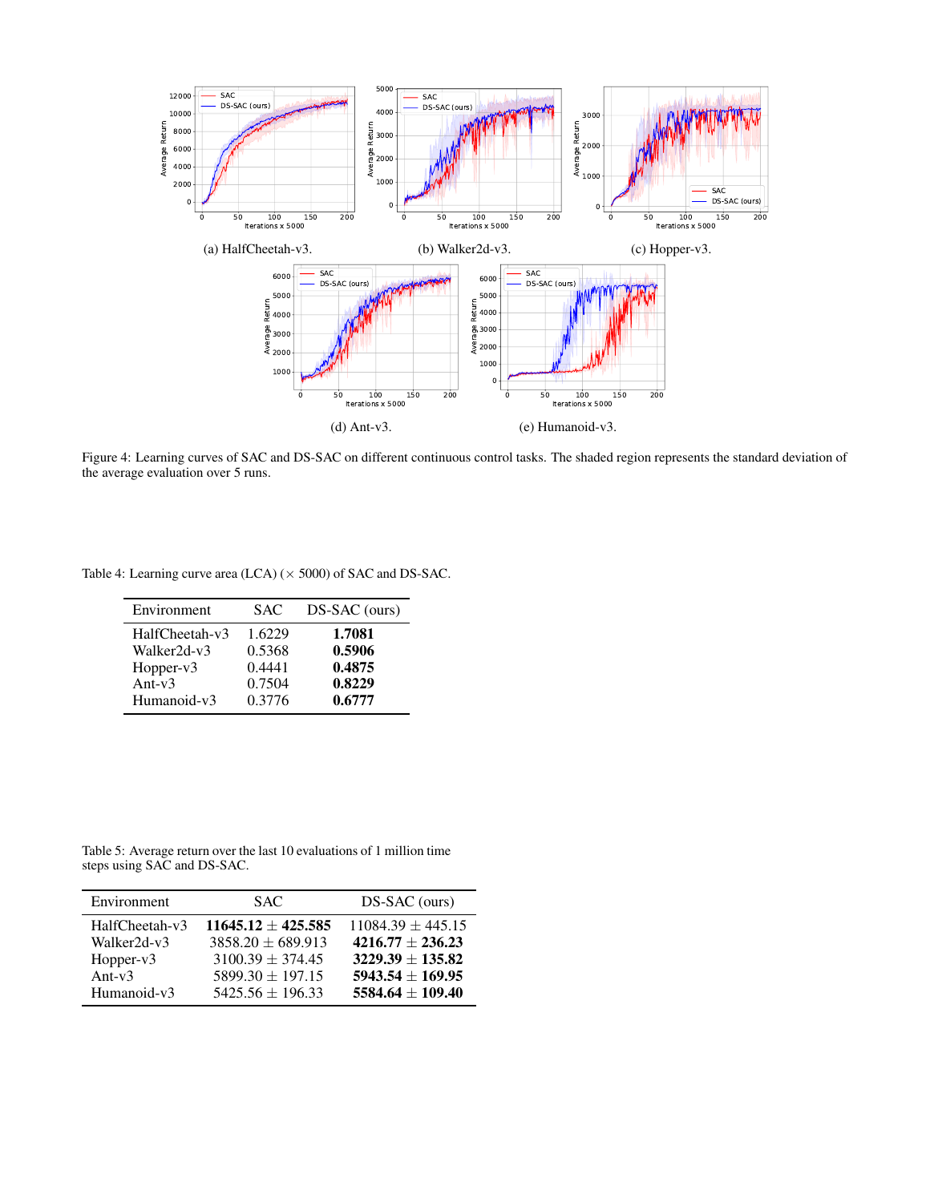SAC
DS-SAC (ours)
Average Return
Iterations x 5000

(a) HalfCheetah-v3.

SAC
DS-SAC (ours)
Average Return
Iterations x 5000

(b) Walker2d-v3.

SAC
DS-SAC (ours)
Average Return
Iterations x 5000

(c) Hopper-v3.

SAC
DS-SAC (ours)
Average Return
Iterations x 5000

(d) Ant-v3.

SAC
DS-SAC (ours)
Average Return
Iterations x 5000

(e) Humanoid-v3.

Figure 4: Learning curves of SAC and DS-SAC on different continuous control tasks. The shaded region represents the standard deviation of the average evaluation over 5 runs.

Table 4: Learning curve area (LCA) ($\times$ 5000) of SAC and DS-SAC.

| Environment | SAC | DS-SAC (ours) |
|---|---|---|
| HalfCheetah-v3 | 1.6229 | **1.7081** |
| Walker2d-v3 | 0.5368 | **0.5906** |
| Hopper-v3 | 0.4441 | **0.4875** |
| Ant-v3 | 0.7504 | **0.8229** |
| Humanoid-v3 | 0.3776 | **0.6777** |

Table 5: Average return over the last 10 evaluations of 1 million time steps using SAC and DS-SAC.

| Environment | SAC | DS-SAC (ours) |
|---|---|---|
| HalfCheetah-v3 | **11645.12 $\pm$ 425.585** | 11084.39 $\pm$ 445.15 |
| Walker2d-v3 | 3858.20 $\pm$ 689.913 | **4216.77 $\pm$ 236.23** |
| Hopper-v3 | 3100.39 $\pm$ 374.45 | **3229.39 $\pm$ 135.82** |
| Ant-v3 | 5899.30 $\pm$ 197.15 | **5943.54 $\pm$ 169.95** |
| Humanoid-v3 | 5425.56 $\pm$ 196.33 | **5584.64 $\pm$ 109.40** |